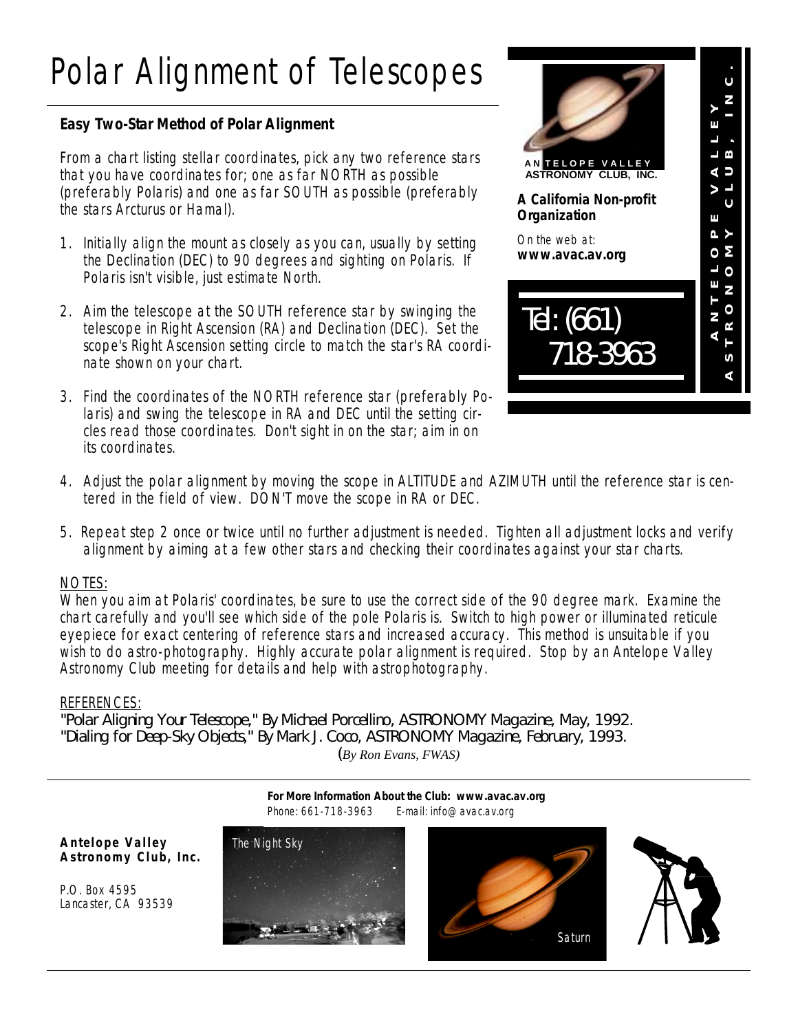# Polar Alignment of Telescopes

**Easy Two-Star Method of Polar Alignment**

From a chart listing stellar coordinates, pick any two reference stars that you have coordinates for; one as far NORTH as possible (preferably Polaris) and one as far SOUTH as possible (preferably the stars Arcturus or Hamal).

1. Initially align the mount as closely as you can, usually by setting the Declination (DEC) to 90 degrees and sighting on Polaris. If Polaris isn't visible, just estimate North.

2. Aim the telescope at the SOUTH reference star by swinging the telescope in Right Ascension (RA) and Declination (DEC). Set the scope's Right Ascension setting circle to match the star's RA coordinate shown on your chart.

3. Find the coordinates of the NORTH reference star (preferably Polaris) and swing the telescope in RA and DEC until the setting circles read those coordinates. Don't sight in on the star; aim in on its coordinates.

4. Adjust the polar alignment by moving the scope in ALTITUDE and AZIMUTH until the reference star is centered in the field of view. DON'T move the scope in RA or DEC.

5. Repeat step 2 once or twice until no further adjustment is needed. Tighten all adjustment locks and verify alignment by aiming at a few other stars and checking their coordinates against your star charts.

ANTELOPE VALLEY ASTRONOMY CLUB, INC.

**A California Non-profit Organization**

On the web at: **www.avac.av.org**

Tel: (661) 718-3963

NOTES:

When you aim at Polaris' coordinates, be sure to use the correct side of the 90 degree mark. Examine the chart carefully and you'll see which side of the pole Polaris is. Switch to high power or illuminated reticule eyepiece for exact centering of reference stars and increased accuracy. This method is unsuitable if you wish to do astro-photography. Highly accurate polar alignment is required. Stop by an Antelope Valley Astronomy Club meeting for details and help with astrophotography.

REFERENCES:

"Polar Aligning Your Telescope," By Michael Porcellino, ASTRONOMY Magazine, May, 1992.
"Dialing for Deep-Sky Objects," By Mark J. Coco, ASTRONOMY Magazine, February, 1993.

*(By Ron Evans, FWAS)*

**For More Information About the Club: www.avac.av.org**
Phone: 661-718-3963 E-mail: info@avac.av.org

**Antelope Valley Astronomy Club, Inc.**

P.O. Box 4595
Lancaster, CA 93539

The Night Sky

Saturn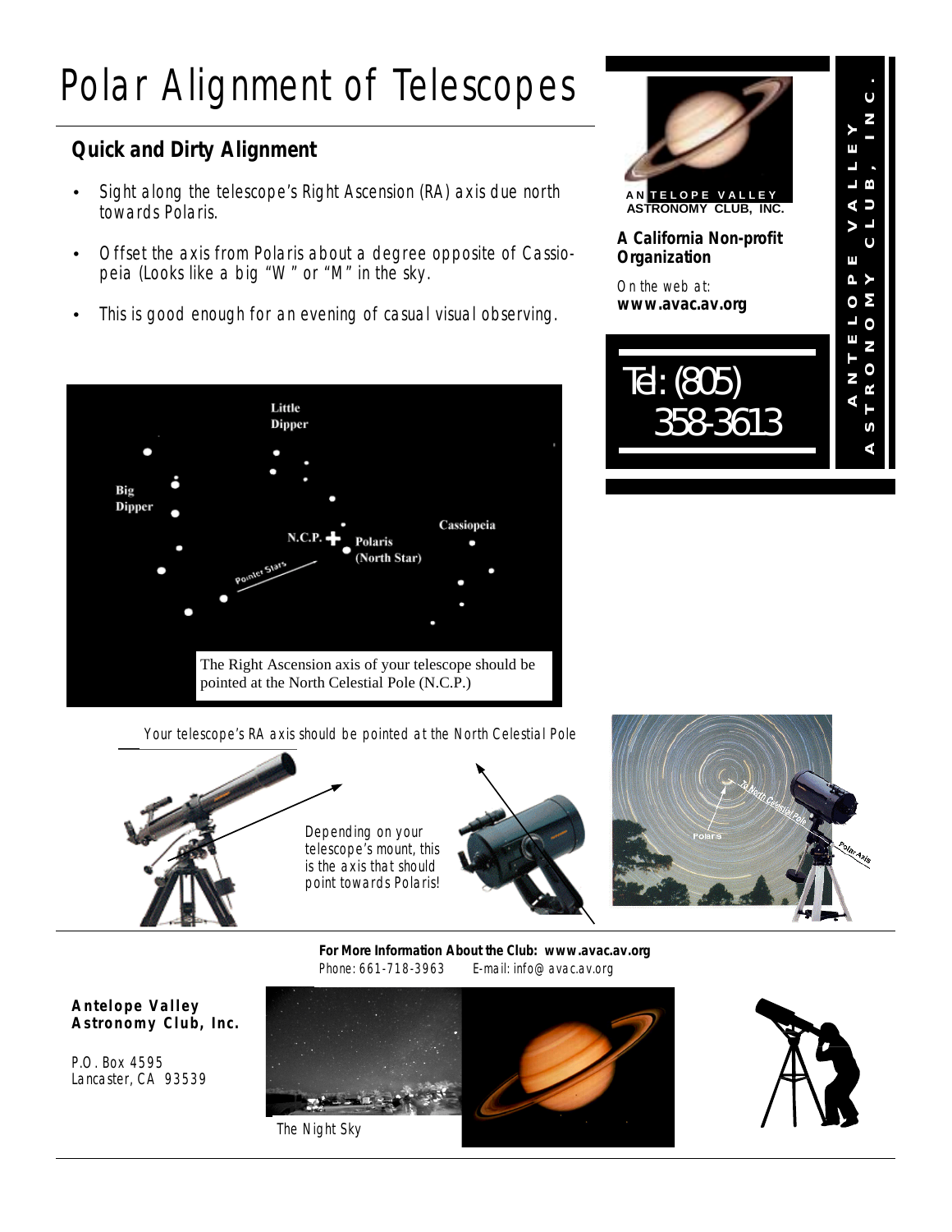# Polar Alignment of Telescopes

## Quick and Dirty Alignment

- Sight along the telescope's Right Ascension (RA) axis due north towards Polaris.
- Offset the axis from Polaris about a degree opposite of Cassiopeia (Looks like a big "W" or "M" in the sky.
- This is good enough for an evening of casual visual observing.

Little Dipper
Big Dipper
N.C.P.
Polaris (North Star)
Cassiopeia
Pointer Stars

The Right Ascension axis of your telescope should be pointed at the North Celestial Pole (N.C.P.)

Your telescope's RA axis should be pointed at the North Celestial Pole

Depending on your telescope's mount, this is the axis that should point towards Polaris!

To North Celestial Pole
Polaris
Polar Axis

ANTELOPE VALLEY ASTRONOMY CLUB, INC.

**A California Non-profit Organization**

On the web at:
**www.avac.av.org**

Tel: (805) 358-3613

ANTELOPE VALLEY ASTRONOMY CLUB, INC.

**For More Information About the Club: www.avac.av.org**
Phone: 661-718-3963 E-mail: info@avac.av.org

**Antelope Valley Astronomy Club, Inc.**

P.O. Box 4595
Lancaster, CA 93539

The Night Sky